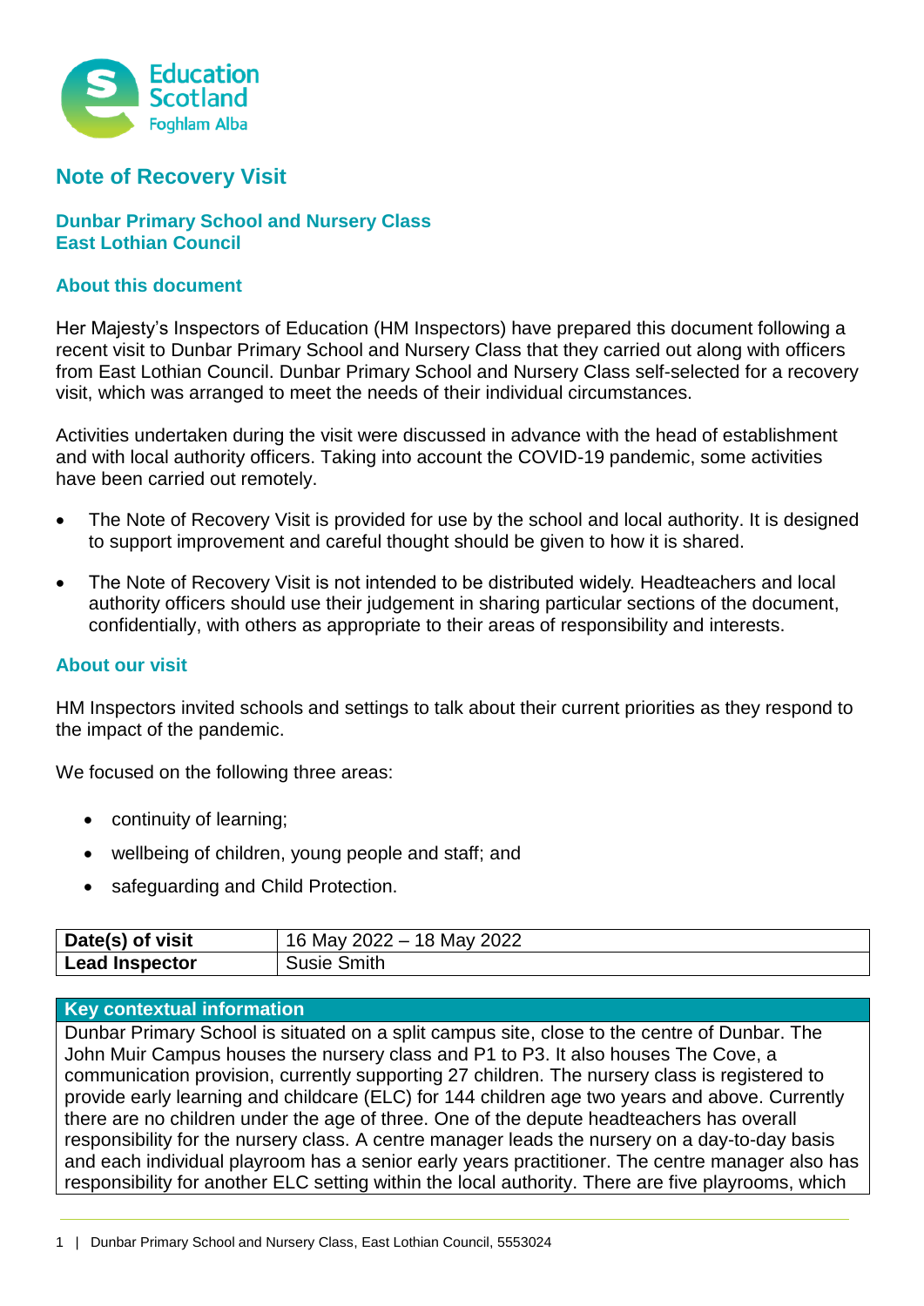# Note of Recovery Visit

## Dunbar Primary School and Nursery Class
## East Lothian Council

### About this document

Her Majesty's Inspectors of Education (HM Inspectors) have prepared this document following a recent visit to Dunbar Primary School and Nursery Class that they carried out along with officers from East Lothian Council. Dunbar Primary School and Nursery Class self-selected for a recovery visit, which was arranged to meet the needs of their individual circumstances.

Activities undertaken during the visit were discussed in advance with the head of establishment and with local authority officers. Taking into account the COVID-19 pandemic, some activities have been carried out remotely.

- The Note of Recovery Visit is provided for use by the school and local authority. It is designed to support improvement and careful thought should be given to how it is shared.
- The Note of Recovery Visit is not intended to be distributed widely. Headteachers and local authority officers should use their judgement in sharing particular sections of the document, confidentially, with others as appropriate to their areas of responsibility and interests.

### About our visit

HM Inspectors invited schools and settings to talk about their current priorities as they respond to the impact of the pandemic.

We focused on the following three areas:

- continuity of learning;
- wellbeing of children, young people and staff; and
- safeguarding and Child Protection.

| | |
|---|---|
| **Date(s) of visit** | 16 May 2022 – 18 May 2022 |
| **Lead Inspector** | Susie Smith |

| **Key contextual information** |
|---|
| Dunbar Primary School is situated on a split campus site, close to the centre of Dunbar. The John Muir Campus houses the nursery class and P1 to P3. It also houses The Cove, a communication provision, currently supporting 27 children. The nursery class is registered to provide early learning and childcare (ELC) for 144 children age two years and above. Currently there are no children under the age of three. One of the depute headteachers has overall responsibility for the nursery class. A centre manager leads the nursery on a day-to-day basis and each individual playroom has a senior early years practitioner. The centre manager also has responsibility for another ELC setting within the local authority. There are five playrooms, which |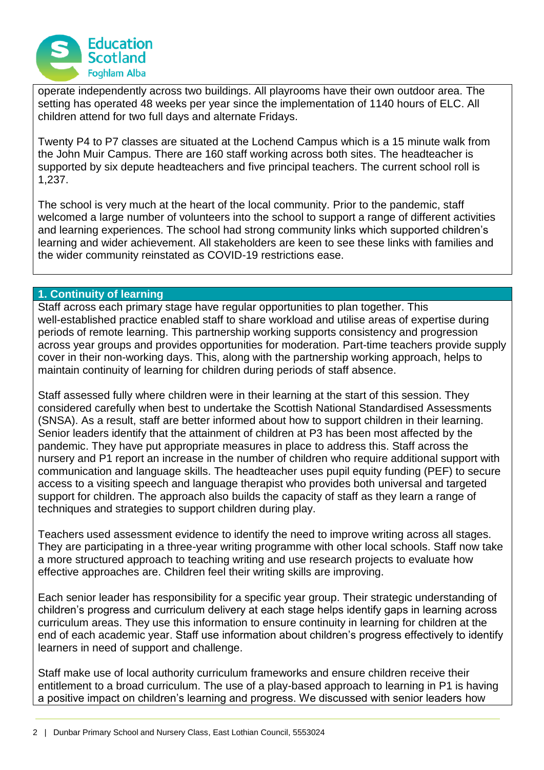operate independently across two buildings. All playrooms have their own outdoor area. The setting has operated 48 weeks per year since the implementation of 1140 hours of ELC. All children attend for two full days and alternate Fridays.

Twenty P4 to P7 classes are situated at the Lochend Campus which is a 15 minute walk from the John Muir Campus. There are 160 staff working across both sites. The headteacher is supported by six depute headteachers and five principal teachers. The current school roll is 1,237.

The school is very much at the heart of the local community. Prior to the pandemic, staff welcomed a large number of volunteers into the school to support a range of different activities and learning experiences. The school had strong community links which supported children's learning and wider achievement. All stakeholders are keen to see these links with families and the wider community reinstated as COVID-19 restrictions ease.

## 1. Continuity of learning

Staff across each primary stage have regular opportunities to plan together. This well-established practice enabled staff to share workload and utilise areas of expertise during periods of remote learning. This partnership working supports consistency and progression across year groups and provides opportunities for moderation. Part-time teachers provide supply cover in their non-working days. This, along with the partnership working approach, helps to maintain continuity of learning for children during periods of staff absence.

Staff assessed fully where children were in their learning at the start of this session. They considered carefully when best to undertake the Scottish National Standardised Assessments (SNSA). As a result, staff are better informed about how to support children in their learning. Senior leaders identify that the attainment of children at P3 has been most affected by the pandemic. They have put appropriate measures in place to address this. Staff across the nursery and P1 report an increase in the number of children who require additional support with communication and language skills. The headteacher uses pupil equity funding (PEF) to secure access to a visiting speech and language therapist who provides both universal and targeted support for children. The approach also builds the capacity of staff as they learn a range of techniques and strategies to support children during play.

Teachers used assessment evidence to identify the need to improve writing across all stages. They are participating in a three-year writing programme with other local schools. Staff now take a more structured approach to teaching writing and use research projects to evaluate how effective approaches are. Children feel their writing skills are improving.

Each senior leader has responsibility for a specific year group. Their strategic understanding of children's progress and curriculum delivery at each stage helps identify gaps in learning across curriculum areas. They use this information to ensure continuity in learning for children at the end of each academic year. Staff use information about children's progress effectively to identify learners in need of support and challenge.

Staff make use of local authority curriculum frameworks and ensure children receive their entitlement to a broad curriculum. The use of a play-based approach to learning in P1 is having a positive impact on children's learning and progress. We discussed with senior leaders how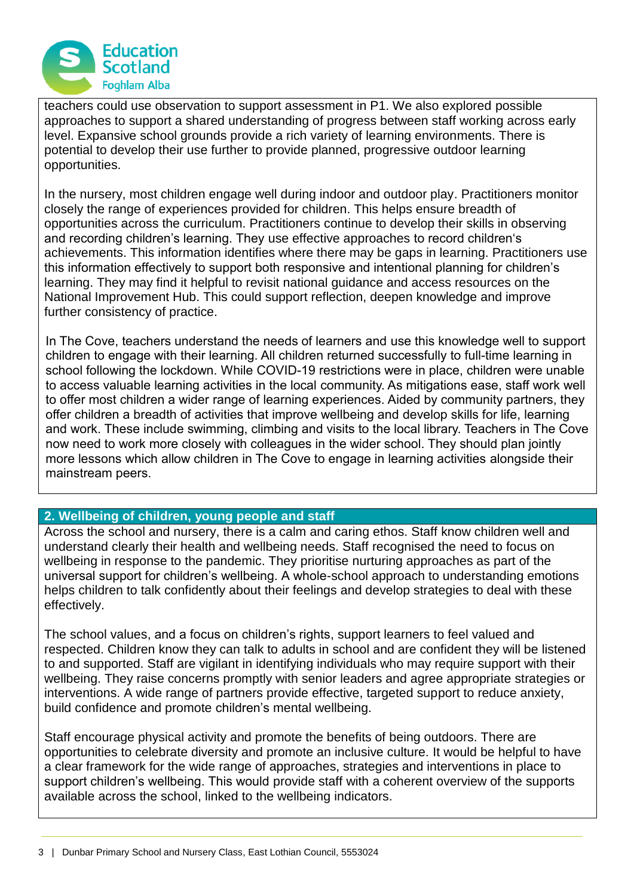teachers could use observation to support assessment in P1. We also explored possible approaches to support a shared understanding of progress between staff working across early level. Expansive school grounds provide a rich variety of learning environments. There is potential to develop their use further to provide planned, progressive outdoor learning opportunities.

In the nursery, most children engage well during indoor and outdoor play. Practitioners monitor closely the range of experiences provided for children. This helps ensure breadth of opportunities across the curriculum. Practitioners continue to develop their skills in observing and recording children's learning. They use effective approaches to record children's achievements. This information identifies where there may be gaps in learning. Practitioners use this information effectively to support both responsive and intentional planning for children's learning. They may find it helpful to revisit national guidance and access resources on the National Improvement Hub. This could support reflection, deepen knowledge and improve further consistency of practice.

In The Cove, teachers understand the needs of learners and use this knowledge well to support children to engage with their learning. All children returned successfully to full-time learning in school following the lockdown. While COVID-19 restrictions were in place, children were unable to access valuable learning activities in the local community. As mitigations ease, staff work well to offer most children a wider range of learning experiences. Aided by community partners, they offer children a breadth of activities that improve wellbeing and develop skills for life, learning and work. These include swimming, climbing and visits to the local library. Teachers in The Cove now need to work more closely with colleagues in the wider school. They should plan jointly more lessons which allow children in The Cove to engage in learning activities alongside their mainstream peers.

## 2. Wellbeing of children, young people and staff

Across the school and nursery, there is a calm and caring ethos. Staff know children well and understand clearly their health and wellbeing needs. Staff recognised the need to focus on wellbeing in response to the pandemic. They prioritise nurturing approaches as part of the universal support for children's wellbeing. A whole-school approach to understanding emotions helps children to talk confidently about their feelings and develop strategies to deal with these effectively.

The school values, and a focus on children's rights, support learners to feel valued and respected. Children know they can talk to adults in school and are confident they will be listened to and supported. Staff are vigilant in identifying individuals who may require support with their wellbeing. They raise concerns promptly with senior leaders and agree appropriate strategies or interventions. A wide range of partners provide effective, targeted support to reduce anxiety, build confidence and promote children's mental wellbeing.

Staff encourage physical activity and promote the benefits of being outdoors. There are opportunities to celebrate diversity and promote an inclusive culture. It would be helpful to have a clear framework for the wide range of approaches, strategies and interventions in place to support children's wellbeing. This would provide staff with a coherent overview of the supports available across the school, linked to the wellbeing indicators.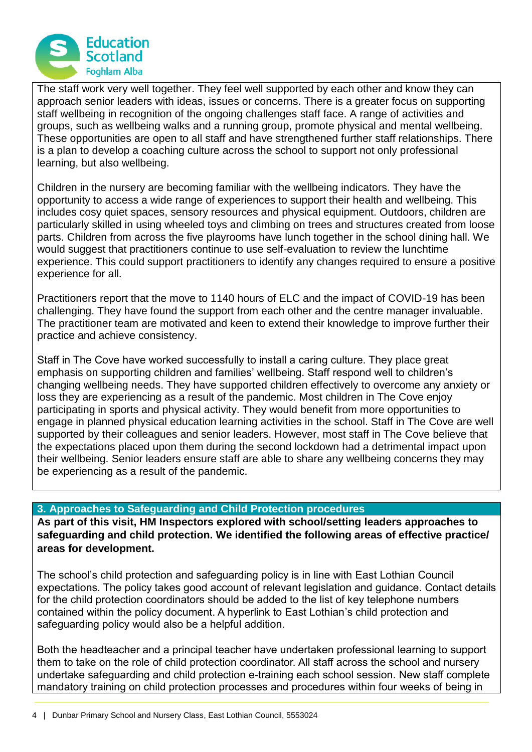The staff work very well together. They feel well supported by each other and know they can approach senior leaders with ideas, issues or concerns. There is a greater focus on supporting staff wellbeing in recognition of the ongoing challenges staff face. A range of activities and groups, such as wellbeing walks and a running group, promote physical and mental wellbeing. These opportunities are open to all staff and have strengthened further staff relationships. There is a plan to develop a coaching culture across the school to support not only professional learning, but also wellbeing.

Children in the nursery are becoming familiar with the wellbeing indicators. They have the opportunity to access a wide range of experiences to support their health and wellbeing. This includes cosy quiet spaces, sensory resources and physical equipment. Outdoors, children are particularly skilled in using wheeled toys and climbing on trees and structures created from loose parts. Children from across the five playrooms have lunch together in the school dining hall. We would suggest that practitioners continue to use self-evaluation to review the lunchtime experience. This could support practitioners to identify any changes required to ensure a positive experience for all.

Practitioners report that the move to 1140 hours of ELC and the impact of COVID-19 has been challenging. They have found the support from each other and the centre manager invaluable. The practitioner team are motivated and keen to extend their knowledge to improve further their practice and achieve consistency.

Staff in The Cove have worked successfully to install a caring culture. They place great emphasis on supporting children and families' wellbeing. Staff respond well to children's changing wellbeing needs. They have supported children effectively to overcome any anxiety or loss they are experiencing as a result of the pandemic. Most children in The Cove enjoy participating in sports and physical activity. They would benefit from more opportunities to engage in planned physical education learning activities in the school. Staff in The Cove are well supported by their colleagues and senior leaders. However, most staff in The Cove believe that the expectations placed upon them during the second lockdown had a detrimental impact upon their wellbeing. Senior leaders ensure staff are able to share any wellbeing concerns they may be experiencing as a result of the pandemic.

## 3. Approaches to Safeguarding and Child Protection procedures

**As part of this visit, HM Inspectors explored with school/setting leaders approaches to safeguarding and child protection. We identified the following areas of effective practice/ areas for development.**

The school's child protection and safeguarding policy is in line with East Lothian Council expectations. The policy takes good account of relevant legislation and guidance. Contact details for the child protection coordinators should be added to the list of key telephone numbers contained within the policy document. A hyperlink to East Lothian's child protection and safeguarding policy would also be a helpful addition.

Both the headteacher and a principal teacher have undertaken professional learning to support them to take on the role of child protection coordinator. All staff across the school and nursery undertake safeguarding and child protection e-training each school session. New staff complete mandatory training on child protection processes and procedures within four weeks of being in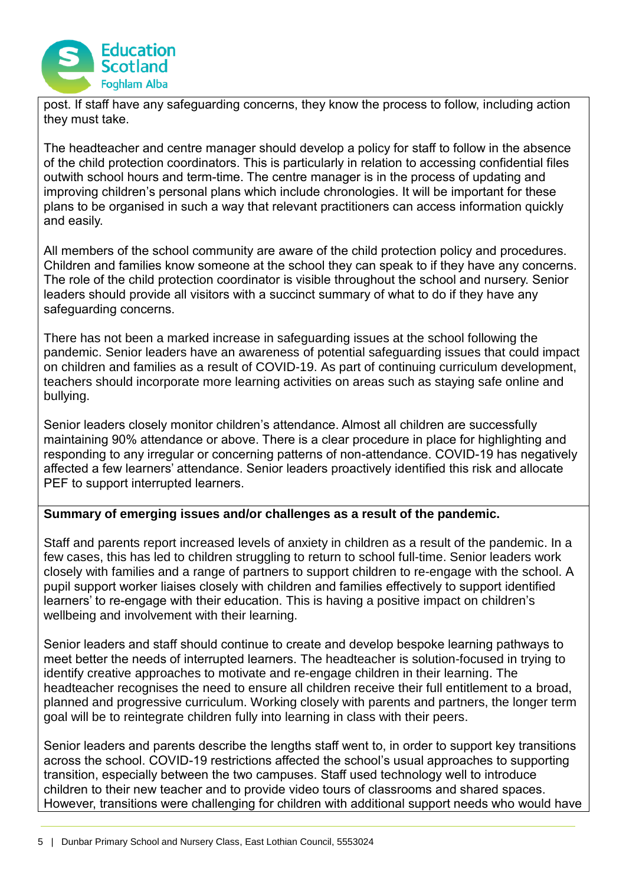post. If staff have any safeguarding concerns, they know the process to follow, including action they must take.

The headteacher and centre manager should develop a policy for staff to follow in the absence of the child protection coordinators. This is particularly in relation to accessing confidential files outwith school hours and term-time. The centre manager is in the process of updating and improving children's personal plans which include chronologies. It will be important for these plans to be organised in such a way that relevant practitioners can access information quickly and easily.

All members of the school community are aware of the child protection policy and procedures. Children and families know someone at the school they can speak to if they have any concerns. The role of the child protection coordinator is visible throughout the school and nursery. Senior leaders should provide all visitors with a succinct summary of what to do if they have any safeguarding concerns.

There has not been a marked increase in safeguarding issues at the school following the pandemic. Senior leaders have an awareness of potential safeguarding issues that could impact on children and families as a result of COVID-19. As part of continuing curriculum development, teachers should incorporate more learning activities on areas such as staying safe online and bullying.

Senior leaders closely monitor children's attendance. Almost all children are successfully maintaining 90% attendance or above. There is a clear procedure in place for highlighting and responding to any irregular or concerning patterns of non-attendance. COVID-19 has negatively affected a few learners' attendance. Senior leaders proactively identified this risk and allocate PEF to support interrupted learners.

**Summary of emerging issues and/or challenges as a result of the pandemic.**

Staff and parents report increased levels of anxiety in children as a result of the pandemic. In a few cases, this has led to children struggling to return to school full-time. Senior leaders work closely with families and a range of partners to support children to re-engage with the school. A pupil support worker liaises closely with children and families effectively to support identified learners' to re-engage with their education. This is having a positive impact on children's wellbeing and involvement with their learning.

Senior leaders and staff should continue to create and develop bespoke learning pathways to meet better the needs of interrupted learners. The headteacher is solution-focused in trying to identify creative approaches to motivate and re-engage children in their learning. The headteacher recognises the need to ensure all children receive their full entitlement to a broad, planned and progressive curriculum. Working closely with parents and partners, the longer term goal will be to reintegrate children fully into learning in class with their peers.

Senior leaders and parents describe the lengths staff went to, in order to support key transitions across the school. COVID-19 restrictions affected the school's usual approaches to supporting transition, especially between the two campuses. Staff used technology well to introduce children to their new teacher and to provide video tours of classrooms and shared spaces. However, transitions were challenging for children with additional support needs who would have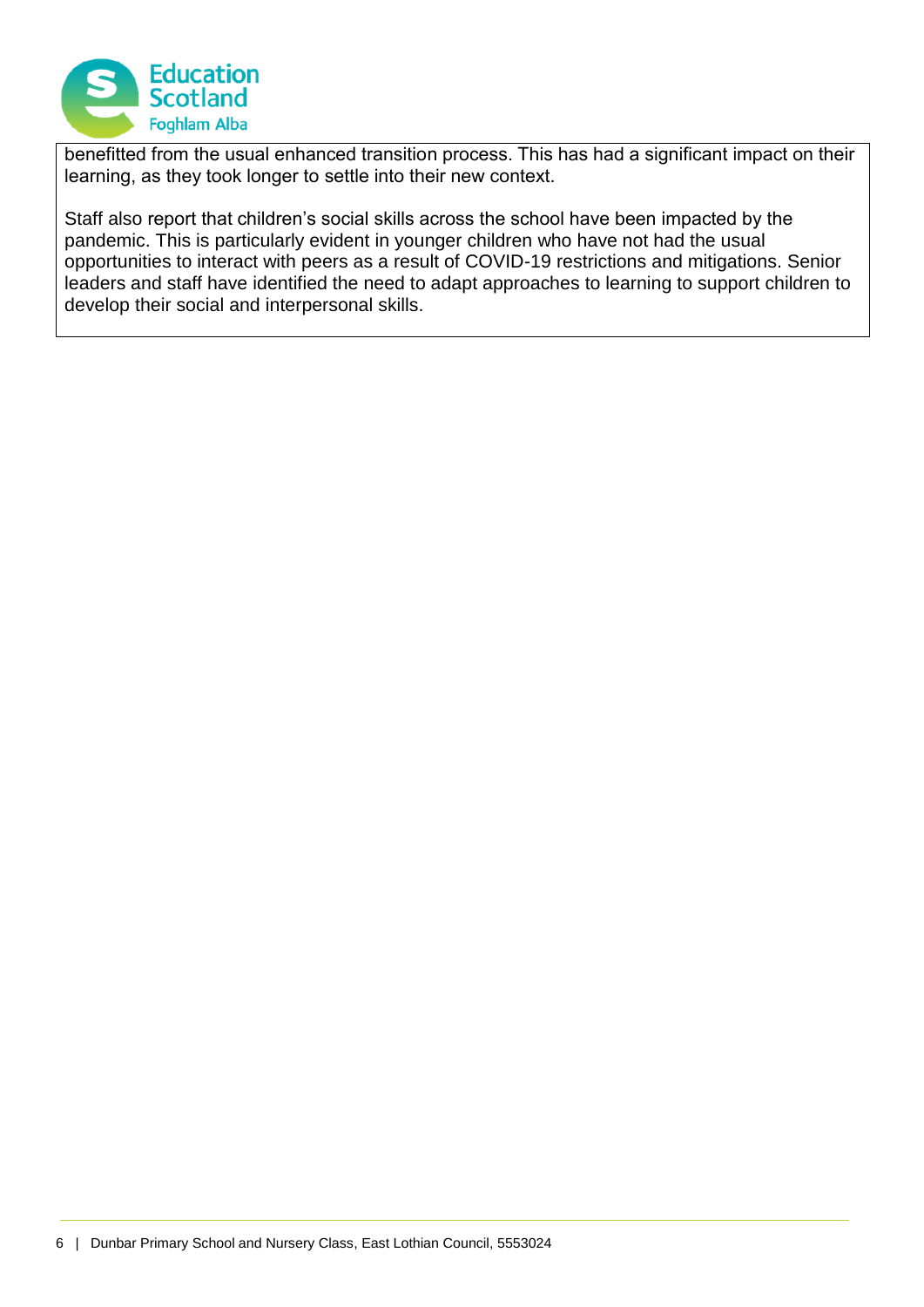benefitted from the usual enhanced transition process. This has had a significant impact on their learning, as they took longer to settle into their new context.

Staff also report that children's social skills across the school have been impacted by the pandemic. This is particularly evident in younger children who have not had the usual opportunities to interact with peers as a result of COVID-19 restrictions and mitigations. Senior leaders and staff have identified the need to adapt approaches to learning to support children to develop their social and interpersonal skills.